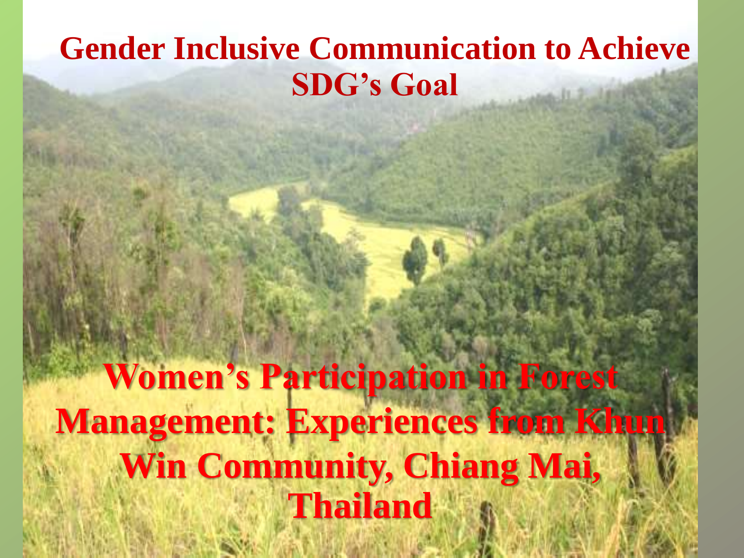# Gender Inclusive Communication to Achieve SDG's Goal

## Women's Participation in Forest Management: Experiences from Khun Win Community, Chiang Mai, Thailand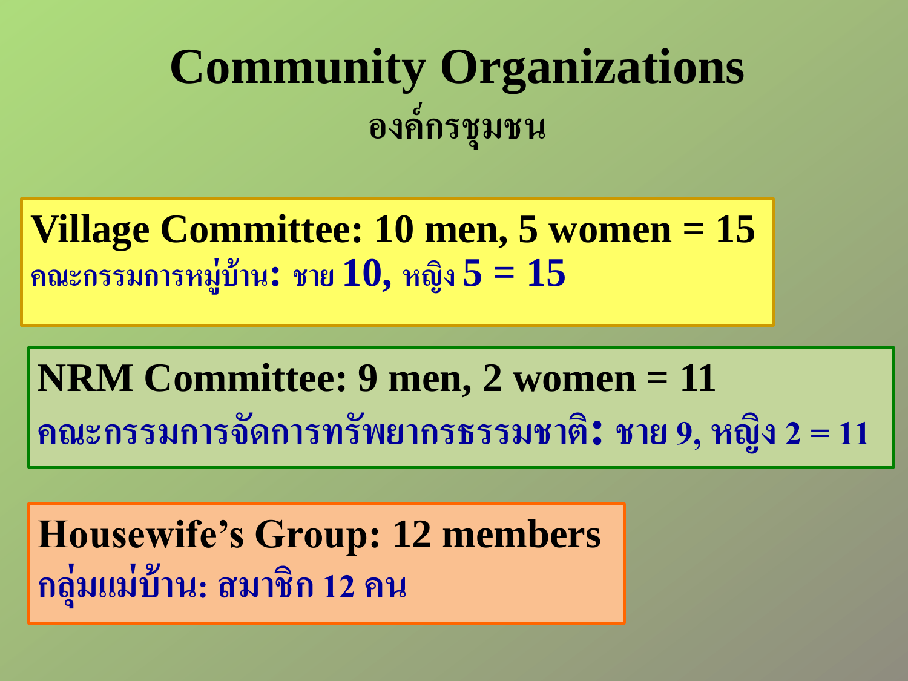# Community Organizations

## องค์กรชุมชน

**Village Committee: 10 men, 5 women = 15**

คณะกรรมการหมู่บ้าน: ชาย 10, หญิง 5 = 15

**NRM Committee: 9 men, 2 women = 11**

คณะกรรมการจัดการทรัพยากรธรรมชาติ: ชาย 9, หญิง 2 = 11

**Housewife's Group: 12 members**

กลุ่มแม่บ้าน: สมาชิก 12 คน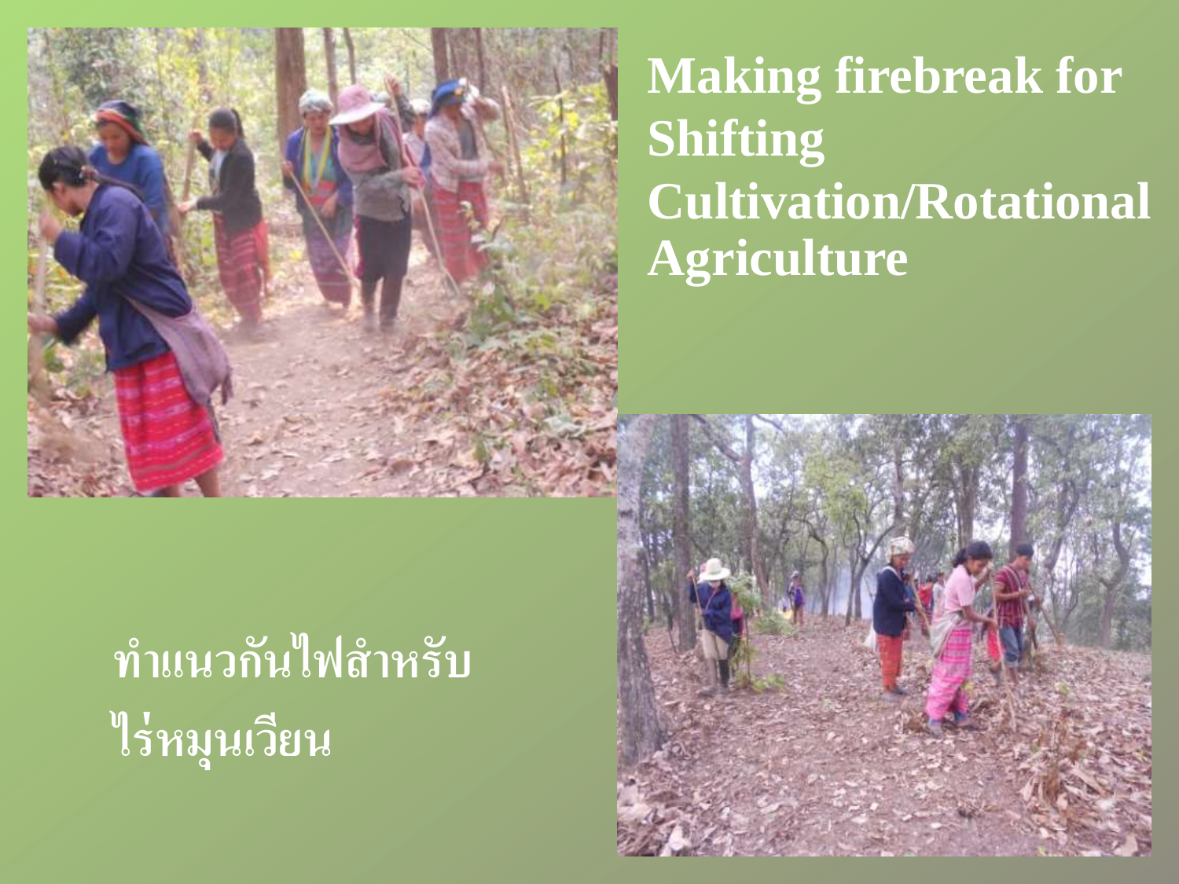# Making firebreak for Shifting Cultivation/Rotational Agriculture

# ทำแนวกันไฟสำหรับไร่หมุนเวียน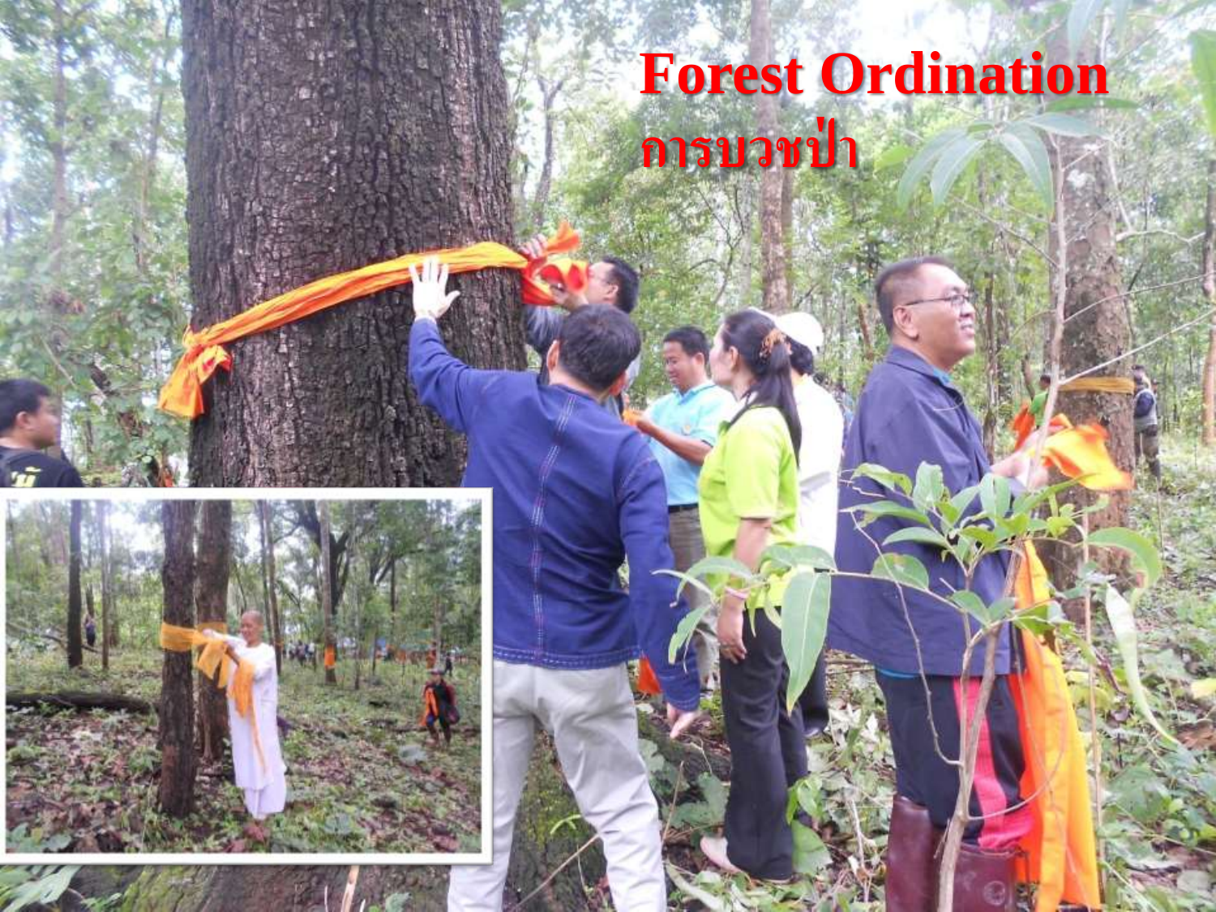# Forest Ordination

# การบวชป่า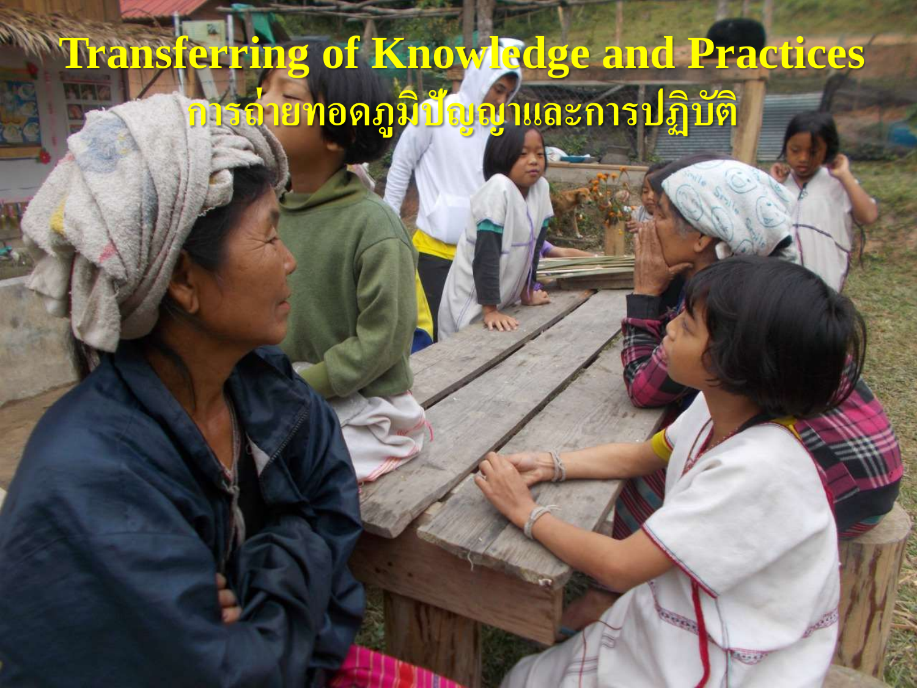# Transferring of Knowledge and Practices

## การถ่ายทอดภูมิปัญญาและการปฏิบัติ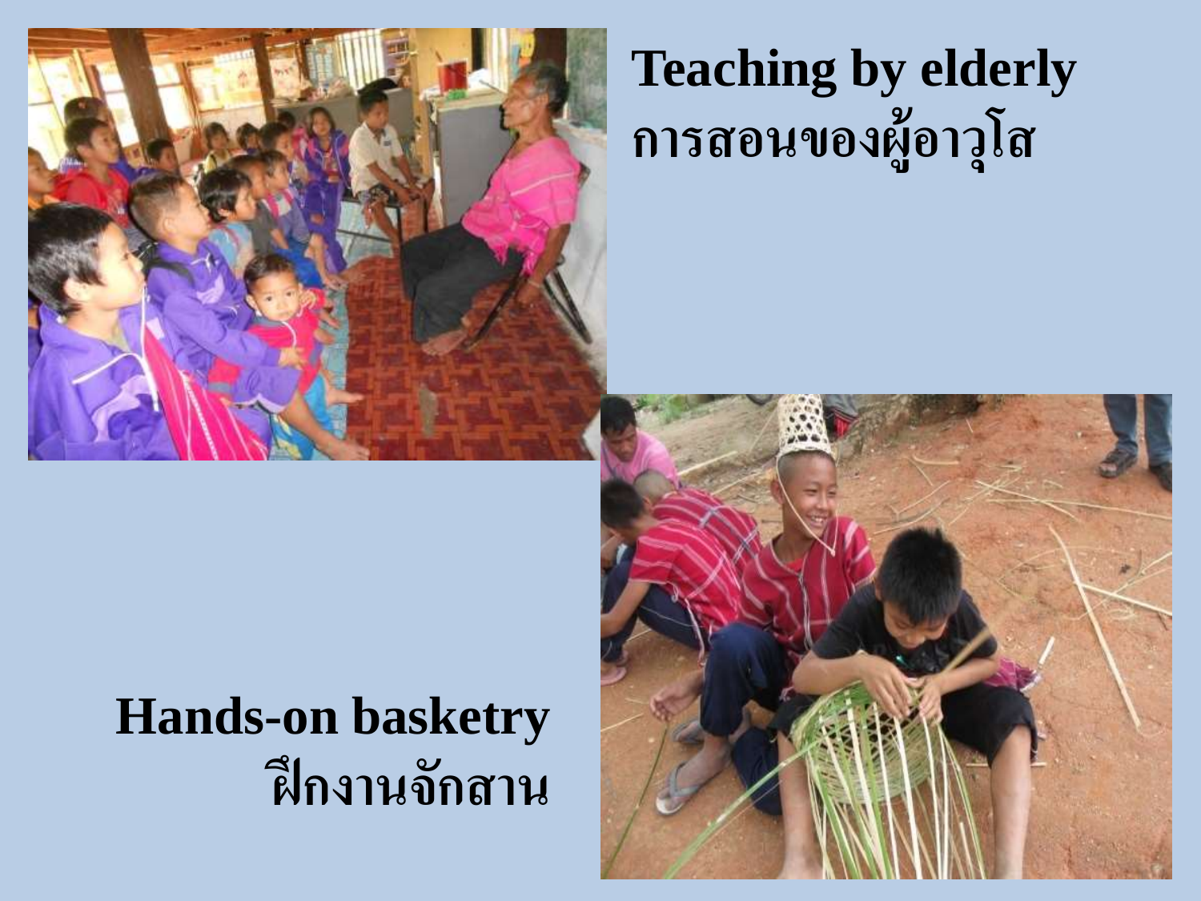**Teaching by elderly**
**การสอนของผู้อาวุโส**

**Hands-on basketry**
**ฝึกงานจักสาน**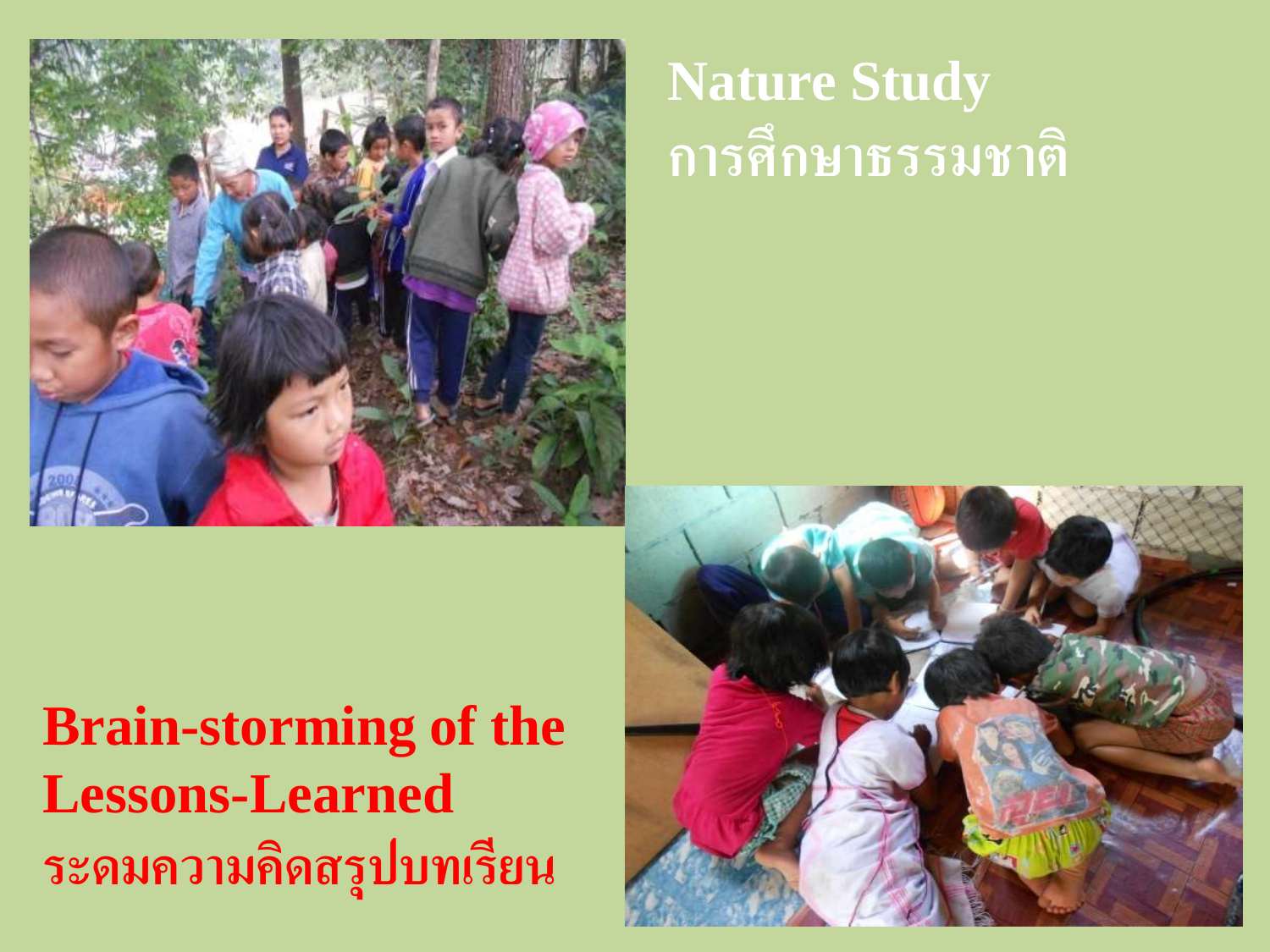## Nature Study
## การศึกษาธรรมชาติ

**Brain-storming of the Lessons-Learned**
**ระดมความคิดสรุปบทเรียน**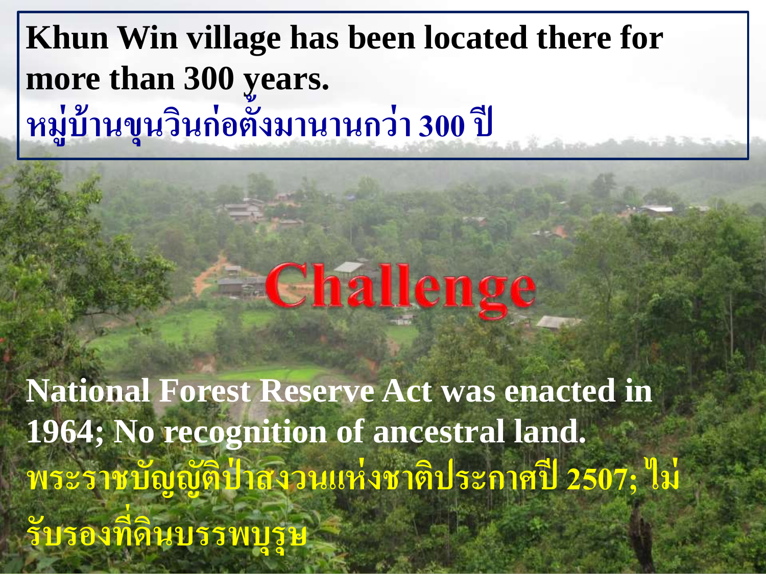**Khun Win village has been located there for more than 300 years.**

**หมู่บ้านขุนวินก่อตั้งมานานกว่า 300 ปี**

# Challenge

**National Forest Reserve Act was enacted in 1964; No recognition of ancestral land.**

**พระราชบัญญัติป่าสงวนแห่งชาติประกาศปี 2507; ไม่รับรองที่ดินบรรพบุรุษ**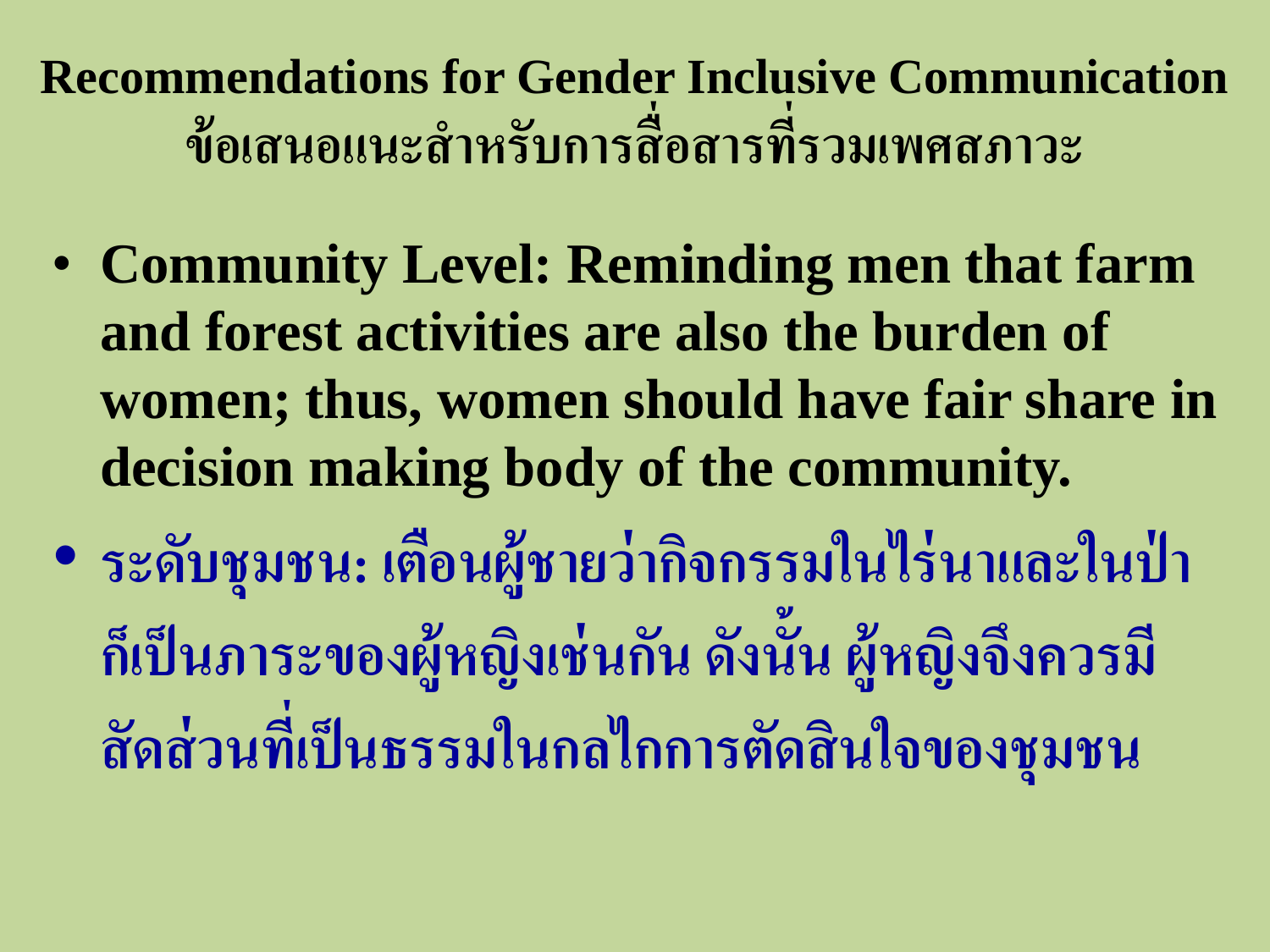# Recommendations for Gender Inclusive Communication
# ข้อเสนอแนะสำหรับการสื่อสารที่รวมเพศสภาวะ

- **Community Level: Reminding men that farm and forest activities are also the burden of women; thus, women should have fair share in decision making body of the community.**
- **ระดับชุมชน: เตือนผู้ชายว่ากิจกรรมในไร่นาและในป่าก็เป็นภาระของผู้หญิงเช่นกัน ดังนั้น ผู้หญิงจึงควรมีสัดส่วนที่เป็นธรรมในกลไกการตัดสินใจของชุมชน**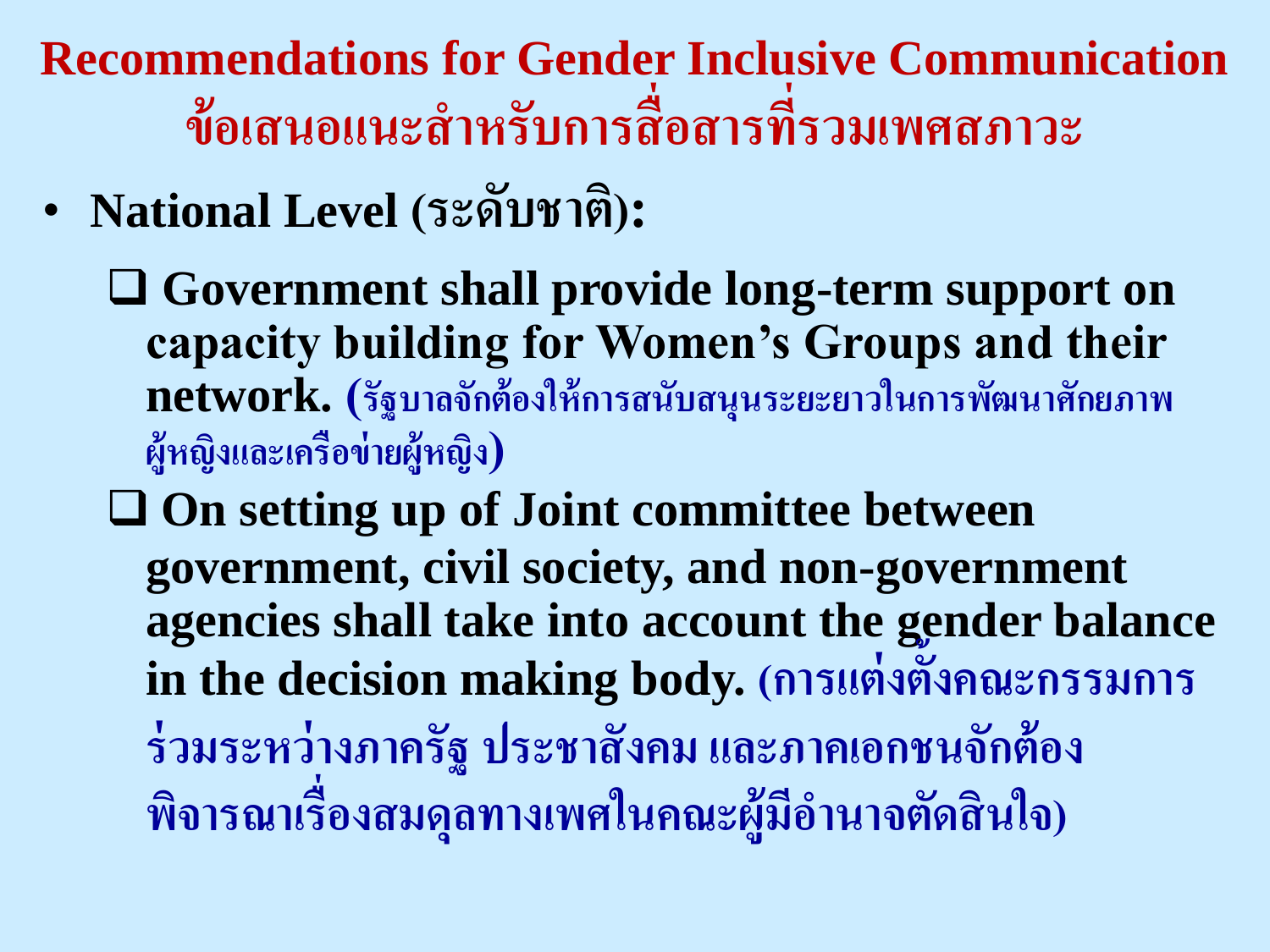# Recommendations for Gender Inclusive Communication
# ข้อเสนอแนะสำหรับการสื่อสารที่รวมเพศสภาวะ

- **National Level (ระดับชาติ):**
  - ❑ **Government shall provide long-term support on capacity building for Women's Groups and their network.** (รัฐบาลจักต้องให้การสนับสนุนระยะยาวในการพัฒนาศักยภาพผู้หญิงและเครือข่ายผู้หญิง)
  - ❑ **On setting up of Joint committee between government, civil society, and non-government agencies shall take into account the gender balance in the decision making body.** (การแต่งตั้งคณะกรรมการร่วมระหว่างภาครัฐ ประชาสังคม และภาคเอกชนจักต้องพิจารณาเรื่องสมดุลทางเพศในคณะผู้มีอำนาจตัดสินใจ)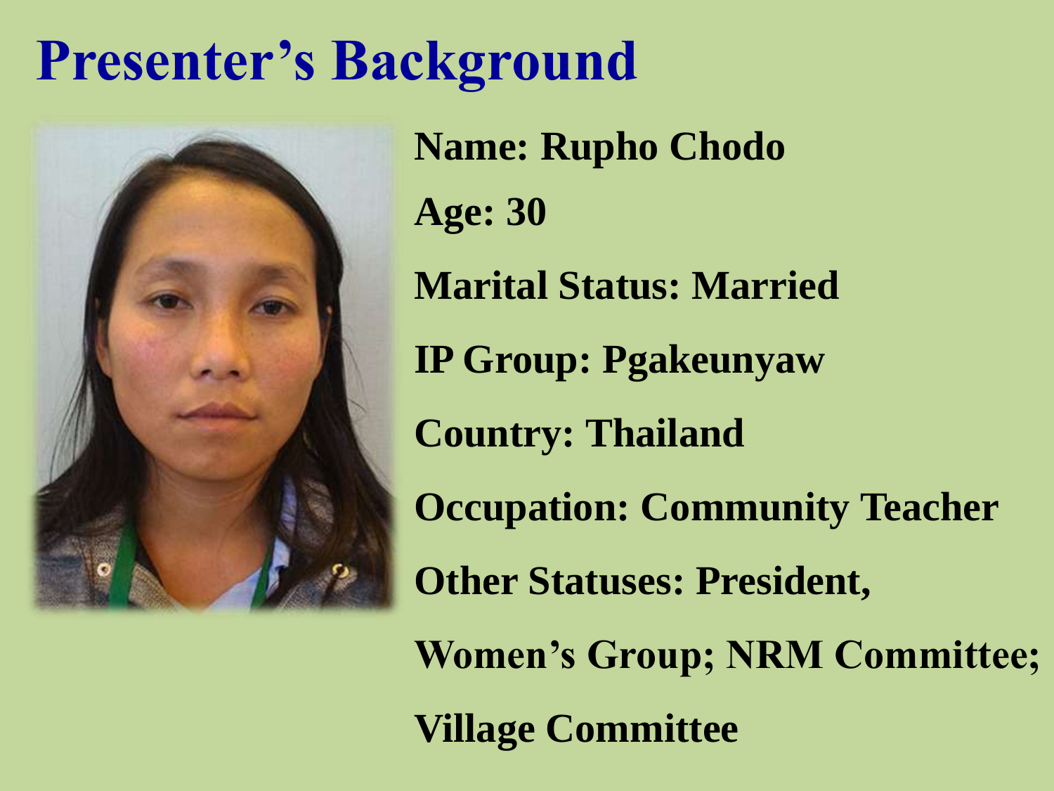# Presenter's Background

**Name: Rupho Chodo**

**Age: 30**

**Marital Status: Married**

**IP Group: Pgakeunyaw**

**Country: Thailand**

**Occupation: Community Teacher**

**Other Statuses: President, Women's Group; NRM Committee; Village Committee**